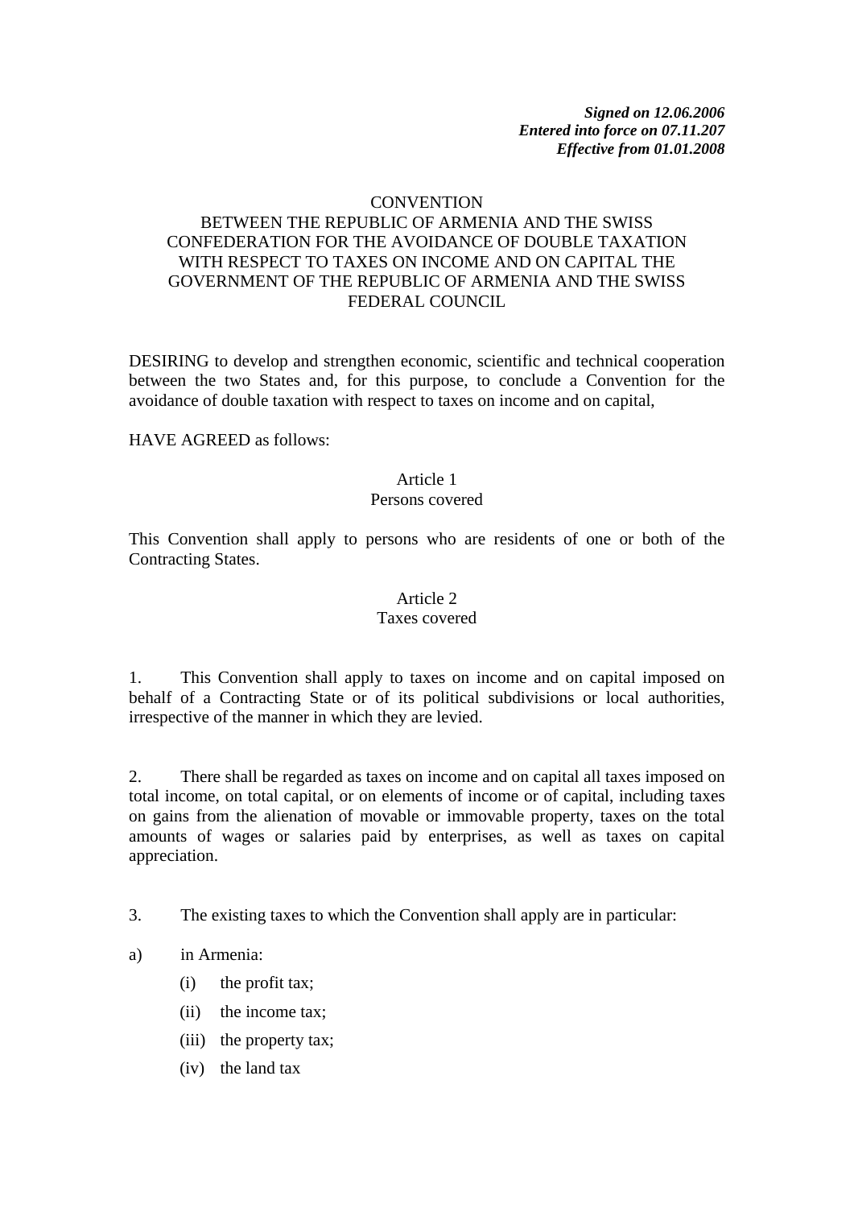***Signed on 12.06.2006***
***Entered into force on 07.11.207***
***Effective from 01.01.2008***

# CONVENTION BETWEEN THE REPUBLIC OF ARMENIA AND THE SWISS CONFEDERATION FOR THE AVOIDANCE OF DOUBLE TAXATION WITH RESPECT TO TAXES ON INCOME AND ON CAPITAL THE GOVERNMENT OF THE REPUBLIC OF ARMENIA AND THE SWISS FEDERAL COUNCIL

DESIRING to develop and strengthen economic, scientific and technical cooperation between the two States and, for this purpose, to conclude a Convention for the avoidance of double taxation with respect to taxes on income and on capital,

HAVE AGREED as follows:

## Article 1
## Persons covered

This Convention shall apply to persons who are residents of one or both of the Contracting States.

## Article 2
## Taxes covered

1. This Convention shall apply to taxes on income and on capital imposed on behalf of a Contracting State or of its political subdivisions or local authorities, irrespective of the manner in which they are levied.

2. There shall be regarded as taxes on income and on capital all taxes imposed on total income, on total capital, or on elements of income or of capital, including taxes on gains from the alienation of movable or immovable property, taxes on the total amounts of wages or salaries paid by enterprises, as well as taxes on capital appreciation.

3. The existing taxes to which the Convention shall apply are in particular:

a) in Armenia:
   - (i) the profit tax;
   - (ii) the income tax;
   - (iii) the property tax;
   - (iv) the land tax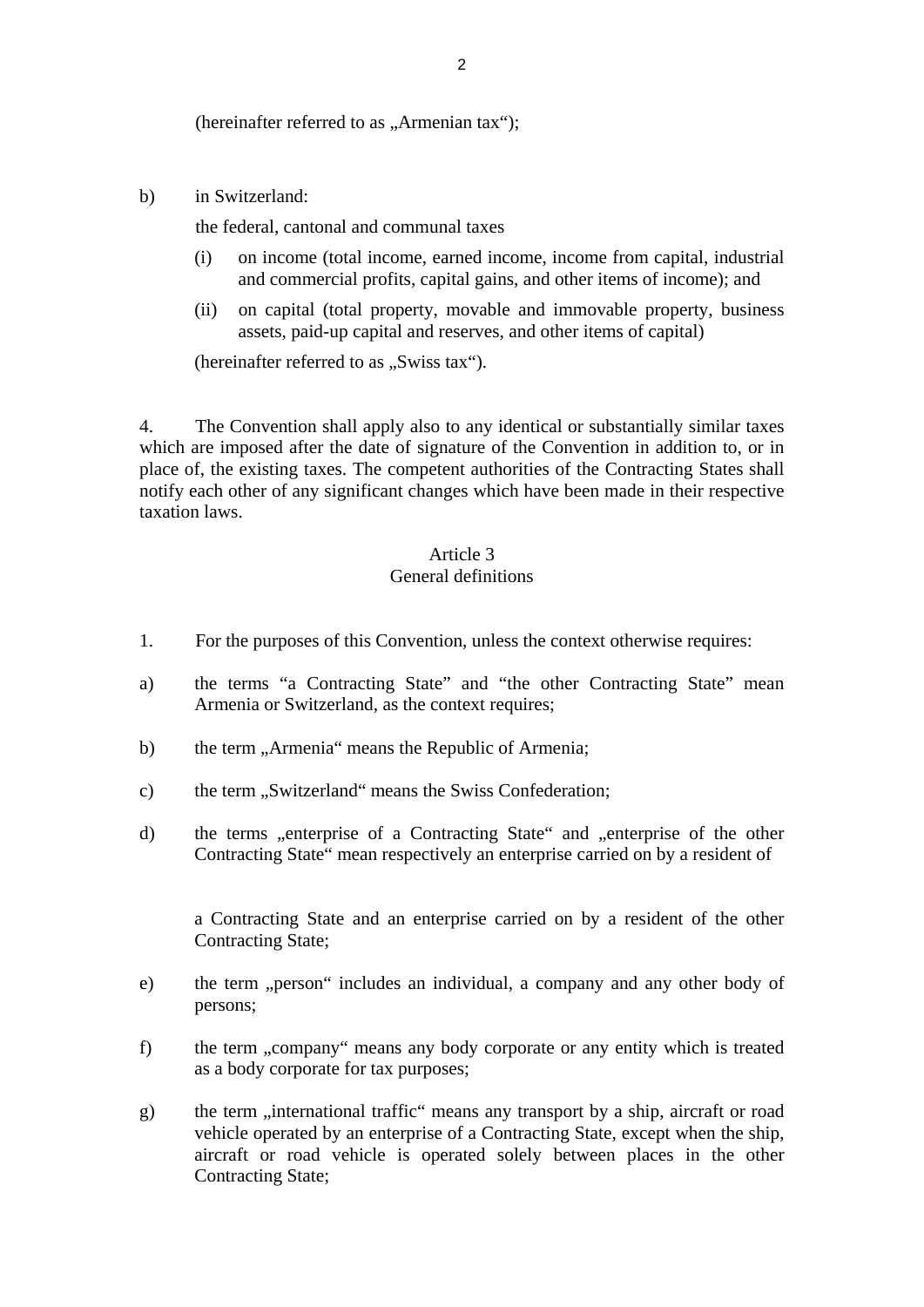(hereinafter referred to as „Armenian tax“);

b) in Switzerland:

the federal, cantonal and communal taxes

(i) on income (total income, earned income, income from capital, industrial and commercial profits, capital gains, and other items of income); and

(ii) on capital (total property, movable and immovable property, business assets, paid-up capital and reserves, and other items of capital)

(hereinafter referred to as „Swiss tax“).

4. The Convention shall apply also to any identical or substantially similar taxes which are imposed after the date of signature of the Convention in addition to, or in place of, the existing taxes. The competent authorities of the Contracting States shall notify each other of any significant changes which have been made in their respective taxation laws.

## Article 3
## General definitions

1. For the purposes of this Convention, unless the context otherwise requires:

a) the terms “a Contracting State” and “the other Contracting State” mean Armenia or Switzerland, as the context requires;

b) the term „Armenia“ means the Republic of Armenia;

c) the term „Switzerland“ means the Swiss Confederation;

d) the terms „enterprise of a Contracting State“ and „enterprise of the other Contracting State“ mean respectively an enterprise carried on by a resident of a Contracting State and an enterprise carried on by a resident of the other Contracting State;

e) the term „person“ includes an individual, a company and any other body of persons;

f) the term „company“ means any body corporate or any entity which is treated as a body corporate for tax purposes;

g) the term „international traffic“ means any transport by a ship, aircraft or road vehicle operated by an enterprise of a Contracting State, except when the ship, aircraft or road vehicle is operated solely between places in the other Contracting State;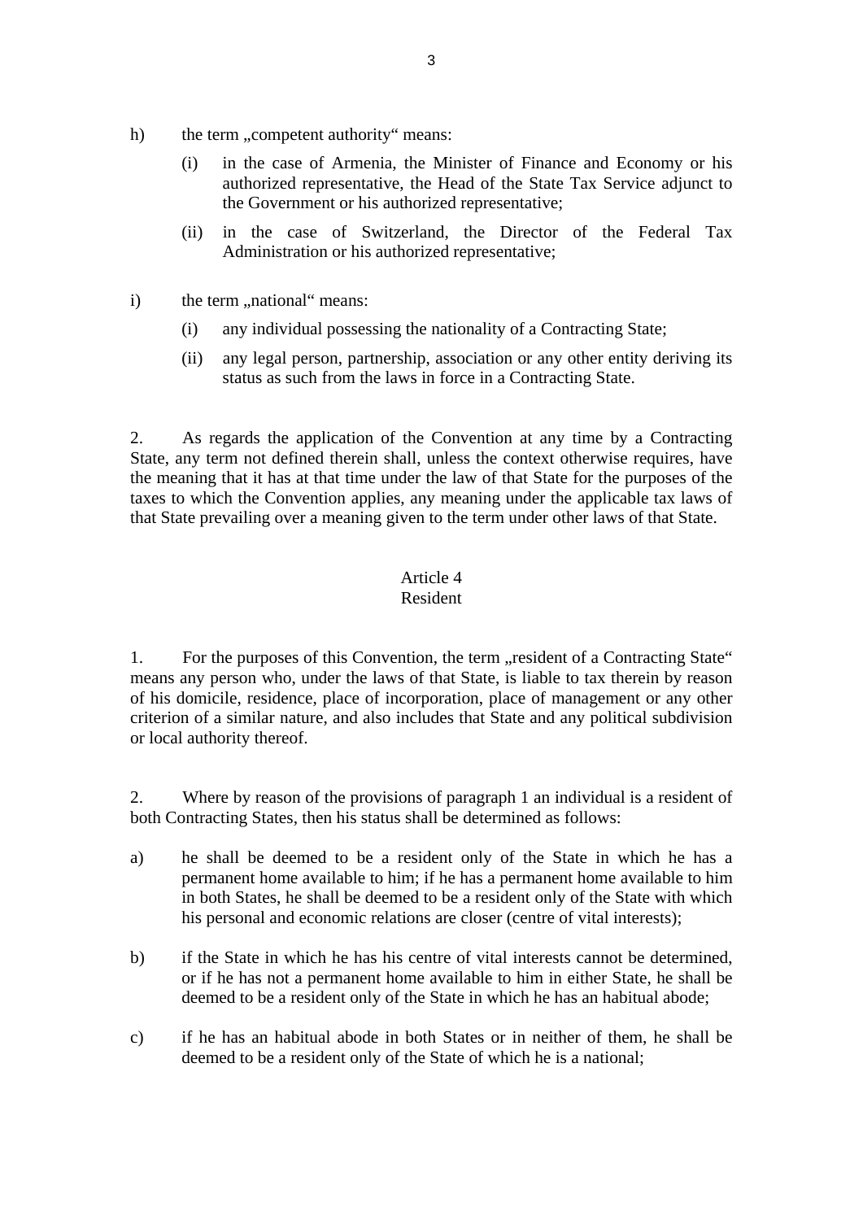h) the term „competent authority“ means:

   (i) in the case of Armenia, the Minister of Finance and Economy or his authorized representative, the Head of the State Tax Service adjunct to the Government or his authorized representative;

   (ii) in the case of Switzerland, the Director of the Federal Tax Administration or his authorized representative;

i) the term „national“ means:

   (i) any individual possessing the nationality of a Contracting State;

   (ii) any legal person, partnership, association or any other entity deriving its status as such from the laws in force in a Contracting State.

2. As regards the application of the Convention at any time by a Contracting State, any term not defined therein shall, unless the context otherwise requires, have the meaning that it has at that time under the law of that State for the purposes of the taxes to which the Convention applies, any meaning under the applicable tax laws of that State prevailing over a meaning given to the term under other laws of that State.

## Article 4
## Resident

1. For the purposes of this Convention, the term „resident of a Contracting State“ means any person who, under the laws of that State, is liable to tax therein by reason of his domicile, residence, place of incorporation, place of management or any other criterion of a similar nature, and also includes that State and any political subdivision or local authority thereof.

2. Where by reason of the provisions of paragraph 1 an individual is a resident of both Contracting States, then his status shall be determined as follows:

a) he shall be deemed to be a resident only of the State in which he has a permanent home available to him; if he has a permanent home available to him in both States, he shall be deemed to be a resident only of the State with which his personal and economic relations are closer (centre of vital interests);

b) if the State in which he has his centre of vital interests cannot be determined, or if he has not a permanent home available to him in either State, he shall be deemed to be a resident only of the State in which he has an habitual abode;

c) if he has an habitual abode in both States or in neither of them, he shall be deemed to be a resident only of the State of which he is a national;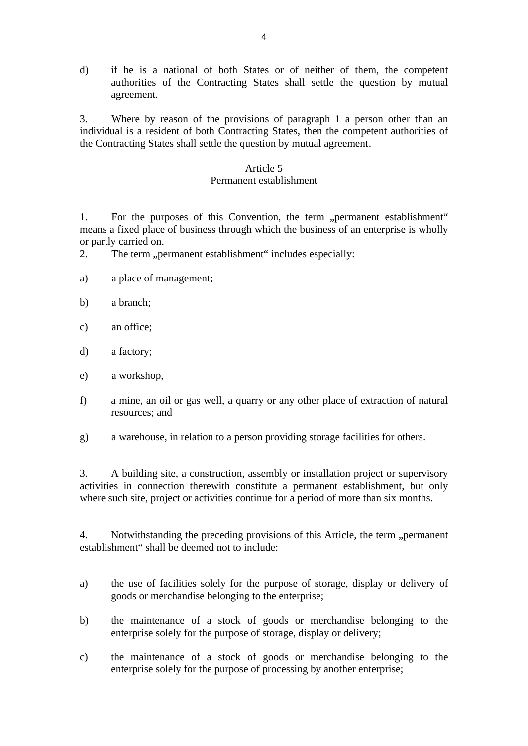d) if he is a national of both States or of neither of them, the competent authorities of the Contracting States shall settle the question by mutual agreement.

3. Where by reason of the provisions of paragraph 1 a person other than an individual is a resident of both Contracting States, then the competent authorities of the Contracting States shall settle the question by mutual agreement.

## Article 5
## Permanent establishment

1. For the purposes of this Convention, the term „permanent establishment" means a fixed place of business through which the business of an enterprise is wholly or partly carried on.

2. The term „permanent establishment" includes especially:

a) a place of management;

b) a branch;

c) an office;

d) a factory;

e) a workshop,

f) a mine, an oil or gas well, a quarry or any other place of extraction of natural resources; and

g) a warehouse, in relation to a person providing storage facilities for others.

3. A building site, a construction, assembly or installation project or supervisory activities in connection therewith constitute a permanent establishment, but only where such site, project or activities continue for a period of more than six months.

4. Notwithstanding the preceding provisions of this Article, the term „permanent establishment" shall be deemed not to include:

a) the use of facilities solely for the purpose of storage, display or delivery of goods or merchandise belonging to the enterprise;

b) the maintenance of a stock of goods or merchandise belonging to the enterprise solely for the purpose of storage, display or delivery;

c) the maintenance of a stock of goods or merchandise belonging to the enterprise solely for the purpose of processing by another enterprise;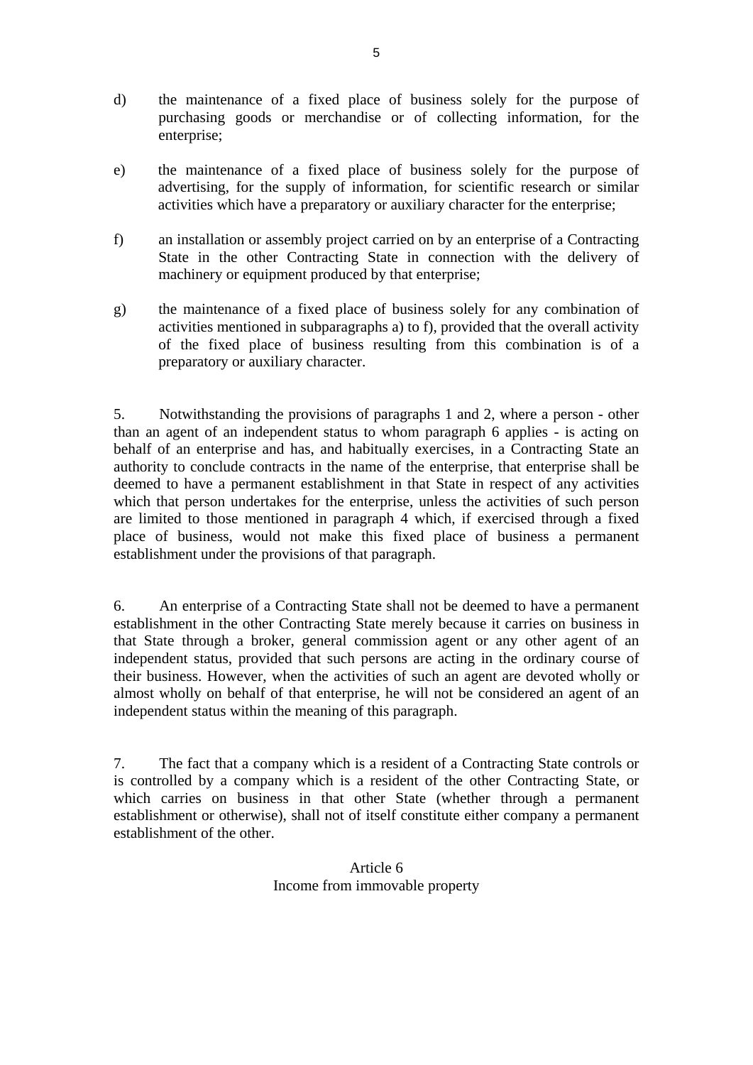d) the maintenance of a fixed place of business solely for the purpose of purchasing goods or merchandise or of collecting information, for the enterprise;

e) the maintenance of a fixed place of business solely for the purpose of advertising, for the supply of information, for scientific research or similar activities which have a preparatory or auxiliary character for the enterprise;

f) an installation or assembly project carried on by an enterprise of a Contracting State in the other Contracting State in connection with the delivery of machinery or equipment produced by that enterprise;

g) the maintenance of a fixed place of business solely for any combination of activities mentioned in subparagraphs a) to f), provided that the overall activity of the fixed place of business resulting from this combination is of a preparatory or auxiliary character.

5. Notwithstanding the provisions of paragraphs 1 and 2, where a person - other than an agent of an independent status to whom paragraph 6 applies - is acting on behalf of an enterprise and has, and habitually exercises, in a Contracting State an authority to conclude contracts in the name of the enterprise, that enterprise shall be deemed to have a permanent establishment in that State in respect of any activities which that person undertakes for the enterprise, unless the activities of such person are limited to those mentioned in paragraph 4 which, if exercised through a fixed place of business, would not make this fixed place of business a permanent establishment under the provisions of that paragraph.

6. An enterprise of a Contracting State shall not be deemed to have a permanent establishment in the other Contracting State merely because it carries on business in that State through a broker, general commission agent or any other agent of an independent status, provided that such persons are acting in the ordinary course of their business. However, when the activities of such an agent are devoted wholly or almost wholly on behalf of that enterprise, he will not be considered an agent of an independent status within the meaning of this paragraph.

7. The fact that a company which is a resident of a Contracting State controls or is controlled by a company which is a resident of the other Contracting State, or which carries on business in that other State (whether through a permanent establishment or otherwise), shall not of itself constitute either company a permanent establishment of the other.

## Article 6
## Income from immovable property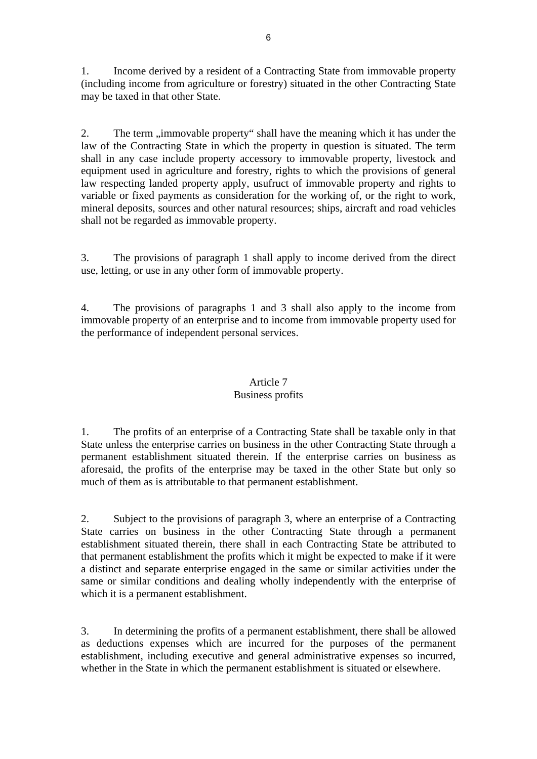1. Income derived by a resident of a Contracting State from immovable property (including income from agriculture or forestry) situated in the other Contracting State may be taxed in that other State.

2. The term „immovable property“ shall have the meaning which it has under the law of the Contracting State in which the property in question is situated. The term shall in any case include property accessory to immovable property, livestock and equipment used in agriculture and forestry, rights to which the provisions of general law respecting landed property apply, usufruct of immovable property and rights to variable or fixed payments as consideration for the working of, or the right to work, mineral deposits, sources and other natural resources; ships, aircraft and road vehicles shall not be regarded as immovable property.

3. The provisions of paragraph 1 shall apply to income derived from the direct use, letting, or use in any other form of immovable property.

4. The provisions of paragraphs 1 and 3 shall also apply to the income from immovable property of an enterprise and to income from immovable property used for the performance of independent personal services.

## Article 7
## Business profits

1. The profits of an enterprise of a Contracting State shall be taxable only in that State unless the enterprise carries on business in the other Contracting State through a permanent establishment situated therein. If the enterprise carries on business as aforesaid, the profits of the enterprise may be taxed in the other State but only so much of them as is attributable to that permanent establishment.

2. Subject to the provisions of paragraph 3, where an enterprise of a Contracting State carries on business in the other Contracting State through a permanent establishment situated therein, there shall in each Contracting State be attributed to that permanent establishment the profits which it might be expected to make if it were a distinct and separate enterprise engaged in the same or similar activities under the same or similar conditions and dealing wholly independently with the enterprise of which it is a permanent establishment.

3. In determining the profits of a permanent establishment, there shall be allowed as deductions expenses which are incurred for the purposes of the permanent establishment, including executive and general administrative expenses so incurred, whether in the State in which the permanent establishment is situated or elsewhere.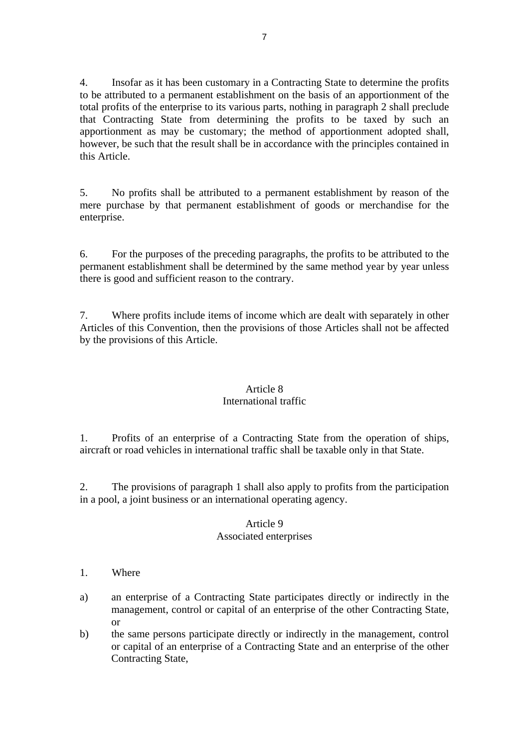4. Insofar as it has been customary in a Contracting State to determine the profits to be attributed to a permanent establishment on the basis of an apportionment of the total profits of the enterprise to its various parts, nothing in paragraph 2 shall preclude that Contracting State from determining the profits to be taxed by such an apportionment as may be customary; the method of apportionment adopted shall, however, be such that the result shall be in accordance with the principles contained in this Article.

5. No profits shall be attributed to a permanent establishment by reason of the mere purchase by that permanent establishment of goods or merchandise for the enterprise.

6. For the purposes of the preceding paragraphs, the profits to be attributed to the permanent establishment shall be determined by the same method year by year unless there is good and sufficient reason to the contrary.

7. Where profits include items of income which are dealt with separately in other Articles of this Convention, then the provisions of those Articles shall not be affected by the provisions of this Article.

## Article 8
## International traffic

1. Profits of an enterprise of a Contracting State from the operation of ships, aircraft or road vehicles in international traffic shall be taxable only in that State.

2. The provisions of paragraph 1 shall also apply to profits from the participation in a pool, a joint business or an international operating agency.

## Article 9
## Associated enterprises

1. Where

a) an enterprise of a Contracting State participates directly or indirectly in the management, control or capital of an enterprise of the other Contracting State, or

b) the same persons participate directly or indirectly in the management, control or capital of an enterprise of a Contracting State and an enterprise of the other Contracting State,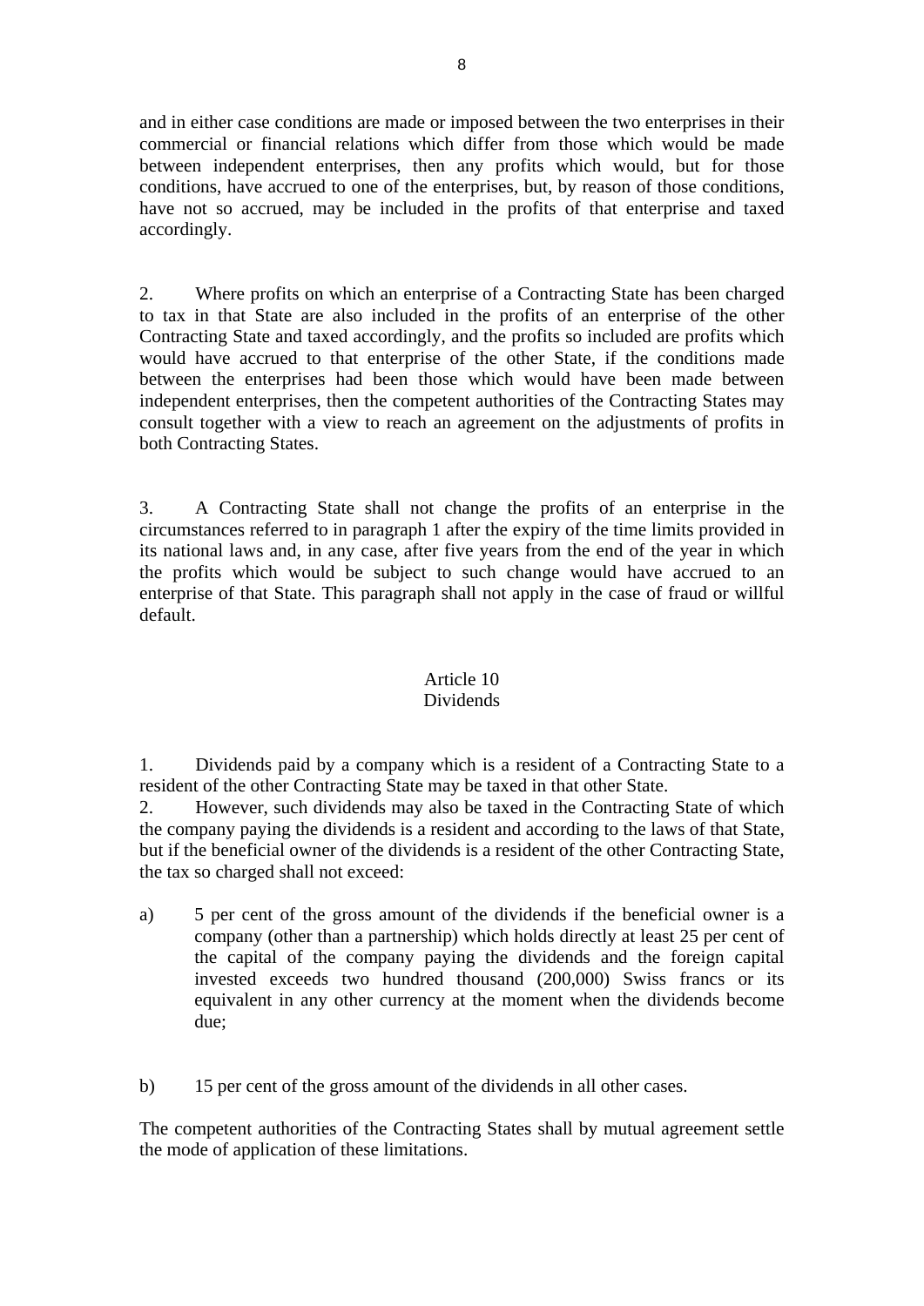and in either case conditions are made or imposed between the two enterprises in their commercial or financial relations which differ from those which would be made between independent enterprises, then any profits which would, but for those conditions, have accrued to one of the enterprises, but, by reason of those conditions, have not so accrued, may be included in the profits of that enterprise and taxed accordingly.

2. Where profits on which an enterprise of a Contracting State has been charged to tax in that State are also included in the profits of an enterprise of the other Contracting State and taxed accordingly, and the profits so included are profits which would have accrued to that enterprise of the other State, if the conditions made between the enterprises had been those which would have been made between independent enterprises, then the competent authorities of the Contracting States may consult together with a view to reach an agreement on the adjustments of profits in both Contracting States.

3. A Contracting State shall not change the profits of an enterprise in the circumstances referred to in paragraph 1 after the expiry of the time limits provided in its national laws and, in any case, after five years from the end of the year in which the profits which would be subject to such change would have accrued to an enterprise of that State. This paragraph shall not apply in the case of fraud or willful default.

## Article 10
## Dividends

1. Dividends paid by a company which is a resident of a Contracting State to a resident of the other Contracting State may be taxed in that other State.

2. However, such dividends may also be taxed in the Contracting State of which the company paying the dividends is a resident and according to the laws of that State, but if the beneficial owner of the dividends is a resident of the other Contracting State, the tax so charged shall not exceed:

a) 5 per cent of the gross amount of the dividends if the beneficial owner is a company (other than a partnership) which holds directly at least 25 per cent of the capital of the company paying the dividends and the foreign capital invested exceeds two hundred thousand (200,000) Swiss francs or its equivalent in any other currency at the moment when the dividends become due;

b) 15 per cent of the gross amount of the dividends in all other cases.

The competent authorities of the Contracting States shall by mutual agreement settle the mode of application of these limitations.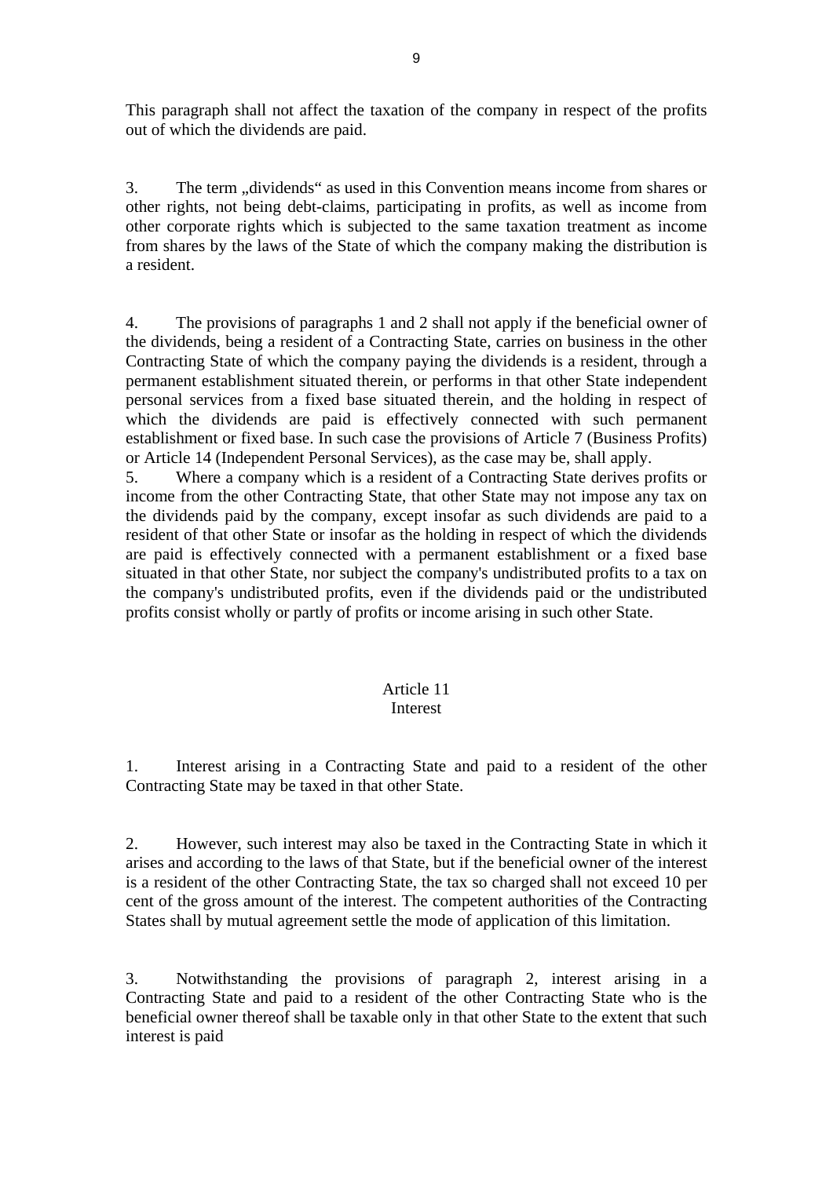This paragraph shall not affect the taxation of the company in respect of the profits out of which the dividends are paid.

3. The term „dividends“ as used in this Convention means income from shares or other rights, not being debt-claims, participating in profits, as well as income from other corporate rights which is subjected to the same taxation treatment as income from shares by the laws of the State of which the company making the distribution is a resident.

4. The provisions of paragraphs 1 and 2 shall not apply if the beneficial owner of the dividends, being a resident of a Contracting State, carries on business in the other Contracting State of which the company paying the dividends is a resident, through a permanent establishment situated therein, or performs in that other State independent personal services from a fixed base situated therein, and the holding in respect of which the dividends are paid is effectively connected with such permanent establishment or fixed base. In such case the provisions of Article 7 (Business Profits) or Article 14 (Independent Personal Services), as the case may be, shall apply.

5. Where a company which is a resident of a Contracting State derives profits or income from the other Contracting State, that other State may not impose any tax on the dividends paid by the company, except insofar as such dividends are paid to a resident of that other State or insofar as the holding in respect of which the dividends are paid is effectively connected with a permanent establishment or a fixed base situated in that other State, nor subject the company's undistributed profits to a tax on the company's undistributed profits, even if the dividends paid or the undistributed profits consist wholly or partly of profits or income arising in such other State.

## Article 11
## Interest

1. Interest arising in a Contracting State and paid to a resident of the other Contracting State may be taxed in that other State.

2. However, such interest may also be taxed in the Contracting State in which it arises and according to the laws of that State, but if the beneficial owner of the interest is a resident of the other Contracting State, the tax so charged shall not exceed 10 per cent of the gross amount of the interest. The competent authorities of the Contracting States shall by mutual agreement settle the mode of application of this limitation.

3. Notwithstanding the provisions of paragraph 2, interest arising in a Contracting State and paid to a resident of the other Contracting State who is the beneficial owner thereof shall be taxable only in that other State to the extent that such interest is paid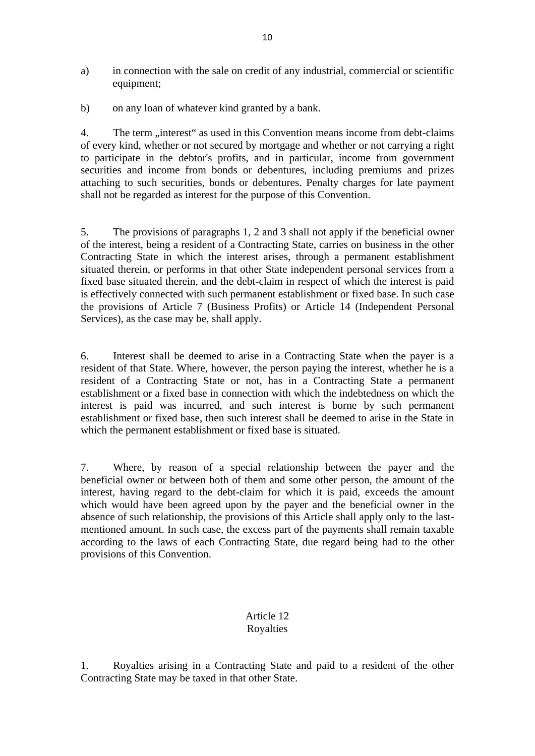a) in connection with the sale on credit of any industrial, commercial or scientific equipment;

b) on any loan of whatever kind granted by a bank.

4. The term „interest“ as used in this Convention means income from debt-claims of every kind, whether or not secured by mortgage and whether or not carrying a right to participate in the debtor's profits, and in particular, income from government securities and income from bonds or debentures, including premiums and prizes attaching to such securities, bonds or debentures. Penalty charges for late payment shall not be regarded as interest for the purpose of this Convention.

5. The provisions of paragraphs 1, 2 and 3 shall not apply if the beneficial owner of the interest, being a resident of a Contracting State, carries on business in the other Contracting State in which the interest arises, through a permanent establishment situated therein, or performs in that other State independent personal services from a fixed base situated therein, and the debt-claim in respect of which the interest is paid is effectively connected with such permanent establishment or fixed base. In such case the provisions of Article 7 (Business Profits) or Article 14 (Independent Personal Services), as the case may be, shall apply.

6. Interest shall be deemed to arise in a Contracting State when the payer is a resident of that State. Where, however, the person paying the interest, whether he is a resident of a Contracting State or not, has in a Contracting State a permanent establishment or a fixed base in connection with which the indebtedness on which the interest is paid was incurred, and such interest is borne by such permanent establishment or fixed base, then such interest shall be deemed to arise in the State in which the permanent establishment or fixed base is situated.

7. Where, by reason of a special relationship between the payer and the beneficial owner or between both of them and some other person, the amount of the interest, having regard to the debt-claim for which it is paid, exceeds the amount which would have been agreed upon by the payer and the beneficial owner in the absence of such relationship, the provisions of this Article shall apply only to the last-mentioned amount. In such case, the excess part of the payments shall remain taxable according to the laws of each Contracting State, due regard being had to the other provisions of this Convention.

## Article 12
## Royalties

1. Royalties arising in a Contracting State and paid to a resident of the other Contracting State may be taxed in that other State.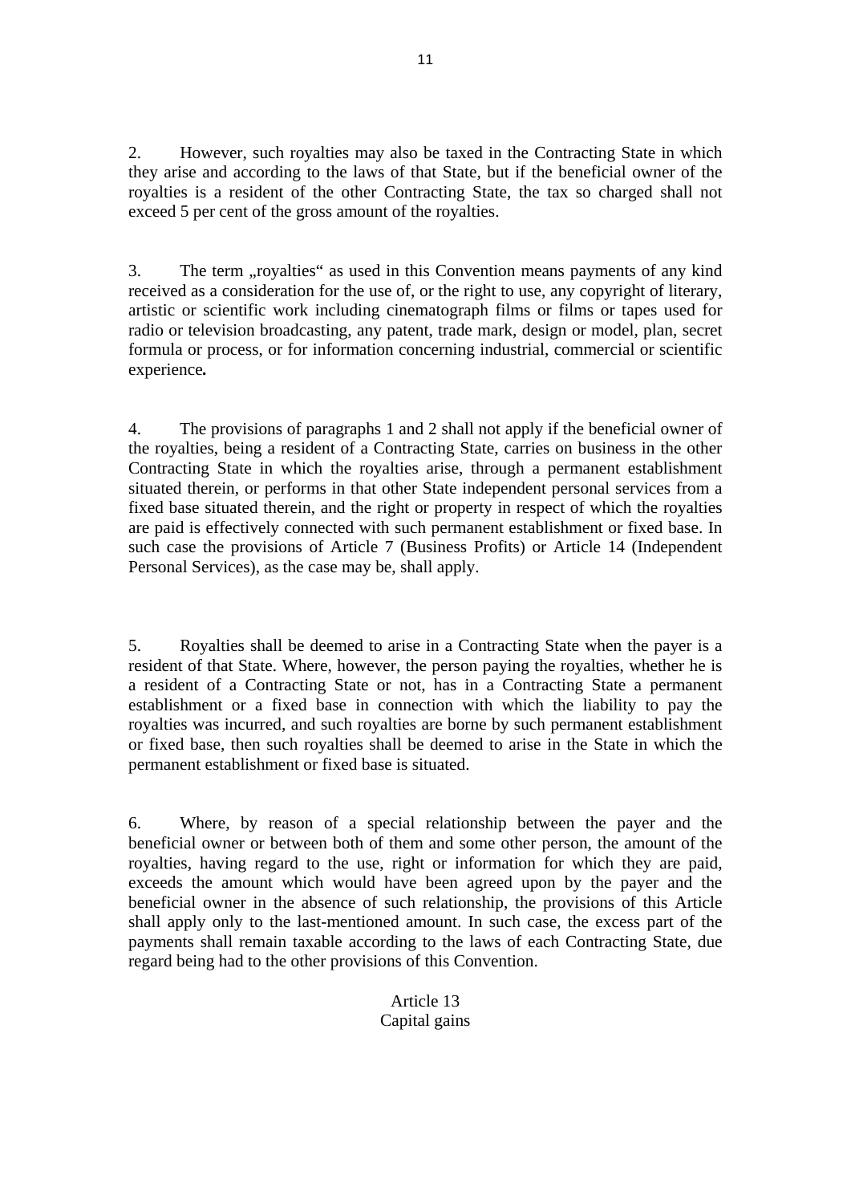2. However, such royalties may also be taxed in the Contracting State in which they arise and according to the laws of that State, but if the beneficial owner of the royalties is a resident of the other Contracting State, the tax so charged shall not exceed 5 per cent of the gross amount of the royalties.

3. The term „royalties“ as used in this Convention means payments of any kind received as a consideration for the use of, or the right to use, any copyright of literary, artistic or scientific work including cinematograph films or films or tapes used for radio or television broadcasting, any patent, trade mark, design or model, plan, secret formula or process, or for information concerning industrial, commercial or scientific experience**.**

4. The provisions of paragraphs 1 and 2 shall not apply if the beneficial owner of the royalties, being a resident of a Contracting State, carries on business in the other Contracting State in which the royalties arise, through a permanent establishment situated therein, or performs in that other State independent personal services from a fixed base situated therein, and the right or property in respect of which the royalties are paid is effectively connected with such permanent establishment or fixed base. In such case the provisions of Article 7 (Business Profits) or Article 14 (Independent Personal Services), as the case may be, shall apply.

5. Royalties shall be deemed to arise in a Contracting State when the payer is a resident of that State. Where, however, the person paying the royalties, whether he is a resident of a Contracting State or not, has in a Contracting State a permanent establishment or a fixed base in connection with which the liability to pay the royalties was incurred, and such royalties are borne by such permanent establishment or fixed base, then such royalties shall be deemed to arise in the State in which the permanent establishment or fixed base is situated.

6. Where, by reason of a special relationship between the payer and the beneficial owner or between both of them and some other person, the amount of the royalties, having regard to the use, right or information for which they are paid, exceeds the amount which would have been agreed upon by the payer and the beneficial owner in the absence of such relationship, the provisions of this Article shall apply only to the last-mentioned amount. In such case, the excess part of the payments shall remain taxable according to the laws of each Contracting State, due regard being had to the other provisions of this Convention.

## Article 13
## Capital gains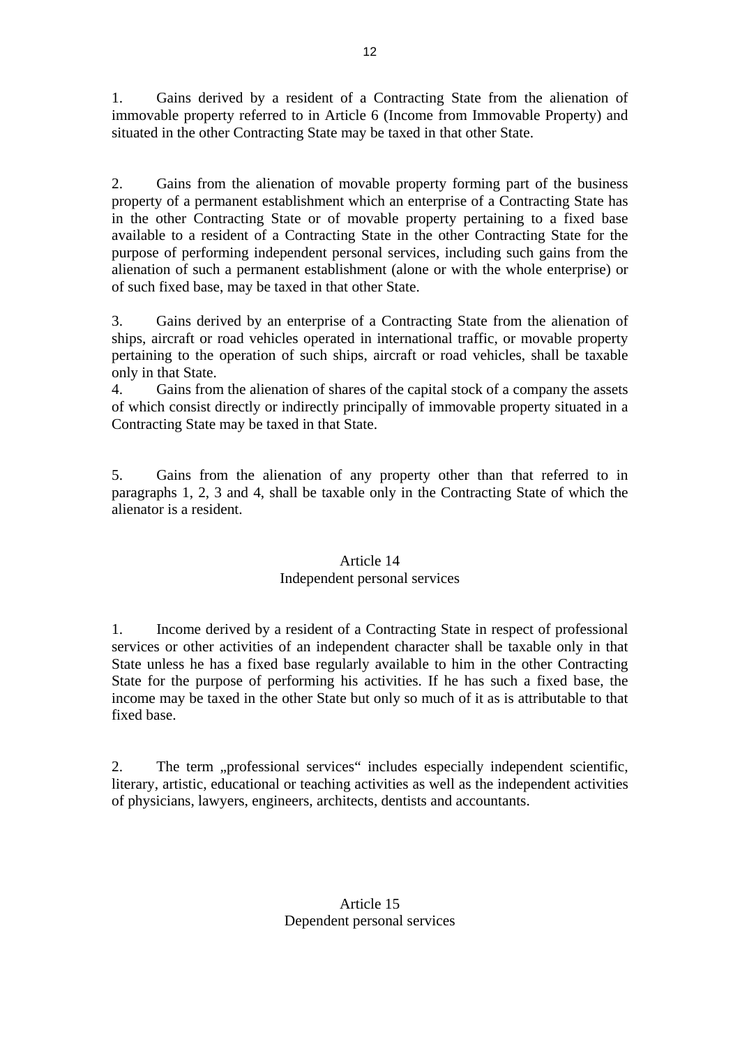1. Gains derived by a resident of a Contracting State from the alienation of immovable property referred to in Article 6 (Income from Immovable Property) and situated in the other Contracting State may be taxed in that other State.

2. Gains from the alienation of movable property forming part of the business property of a permanent establishment which an enterprise of a Contracting State has in the other Contracting State or of movable property pertaining to a fixed base available to a resident of a Contracting State in the other Contracting State for the purpose of performing independent personal services, including such gains from the alienation of such a permanent establishment (alone or with the whole enterprise) or of such fixed base, may be taxed in that other State.

3. Gains derived by an enterprise of a Contracting State from the alienation of ships, aircraft or road vehicles operated in international traffic, or movable property pertaining to the operation of such ships, aircraft or road vehicles, shall be taxable only in that State.

4. Gains from the alienation of shares of the capital stock of a company the assets of which consist directly or indirectly principally of immovable property situated in a Contracting State may be taxed in that State.

5. Gains from the alienation of any property other than that referred to in paragraphs 1, 2, 3 and 4, shall be taxable only in the Contracting State of which the alienator is a resident.

## Article 14
## Independent personal services

1. Income derived by a resident of a Contracting State in respect of professional services or other activities of an independent character shall be taxable only in that State unless he has a fixed base regularly available to him in the other Contracting State for the purpose of performing his activities. If he has such a fixed base, the income may be taxed in the other State but only so much of it as is attributable to that fixed base.

2. The term „professional services“ includes especially independent scientific, literary, artistic, educational or teaching activities as well as the independent activities of physicians, lawyers, engineers, architects, dentists and accountants.

## Article 15
## Dependent personal services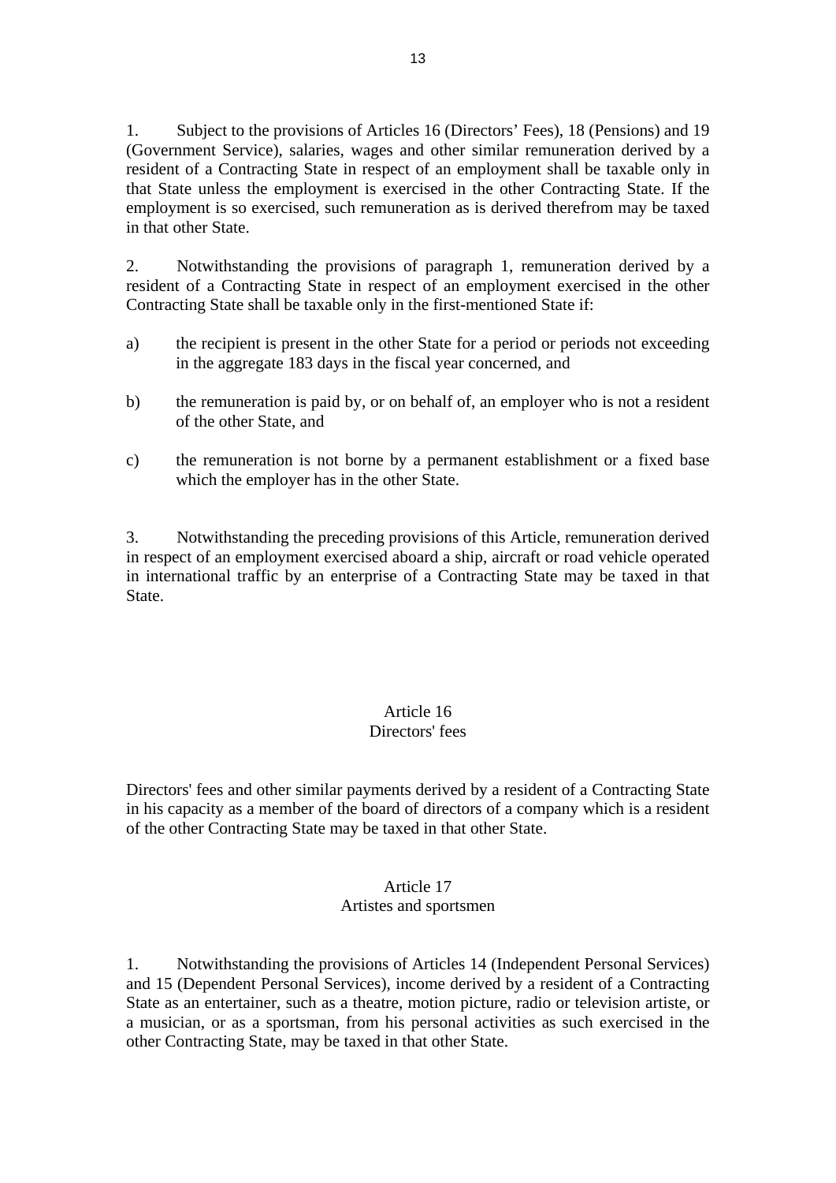1. Subject to the provisions of Articles 16 (Directors' Fees), 18 (Pensions) and 19 (Government Service), salaries, wages and other similar remuneration derived by a resident of a Contracting State in respect of an employment shall be taxable only in that State unless the employment is exercised in the other Contracting State. If the employment is so exercised, such remuneration as is derived therefrom may be taxed in that other State.

2. Notwithstanding the provisions of paragraph 1, remuneration derived by a resident of a Contracting State in respect of an employment exercised in the other Contracting State shall be taxable only in the first-mentioned State if:

a) the recipient is present in the other State for a period or periods not exceeding in the aggregate 183 days in the fiscal year concerned, and

b) the remuneration is paid by, or on behalf of, an employer who is not a resident of the other State, and

c) the remuneration is not borne by a permanent establishment or a fixed base which the employer has in the other State.

3. Notwithstanding the preceding provisions of this Article, remuneration derived in respect of an employment exercised aboard a ship, aircraft or road vehicle operated in international traffic by an enterprise of a Contracting State may be taxed in that State.

## Article 16
## Directors' fees

Directors' fees and other similar payments derived by a resident of a Contracting State in his capacity as a member of the board of directors of a company which is a resident of the other Contracting State may be taxed in that other State.

## Article 17
## Artistes and sportsmen

1. Notwithstanding the provisions of Articles 14 (Independent Personal Services) and 15 (Dependent Personal Services), income derived by a resident of a Contracting State as an entertainer, such as a theatre, motion picture, radio or television artiste, or a musician, or as a sportsman, from his personal activities as such exercised in the other Contracting State, may be taxed in that other State.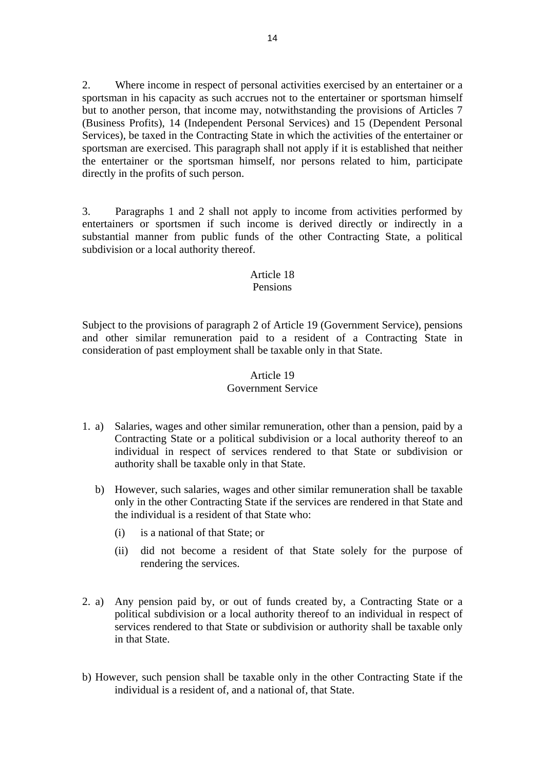2. Where income in respect of personal activities exercised by an entertainer or a sportsman in his capacity as such accrues not to the entertainer or sportsman himself but to another person, that income may, notwithstanding the provisions of Articles 7 (Business Profits), 14 (Independent Personal Services) and 15 (Dependent Personal Services), be taxed in the Contracting State in which the activities of the entertainer or sportsman are exercised. This paragraph shall not apply if it is established that neither the entertainer or the sportsman himself, nor persons related to him, participate directly in the profits of such person.

3. Paragraphs 1 and 2 shall not apply to income from activities performed by entertainers or sportsmen if such income is derived directly or indirectly in a substantial manner from public funds of the other Contracting State, a political subdivision or a local authority thereof.

## Article 18
## Pensions

Subject to the provisions of paragraph 2 of Article 19 (Government Service), pensions and other similar remuneration paid to a resident of a Contracting State in consideration of past employment shall be taxable only in that State.

## Article 19
## Government Service

1. a) Salaries, wages and other similar remuneration, other than a pension, paid by a Contracting State or a political subdivision or a local authority thereof to an individual in respect of services rendered to that State or subdivision or authority shall be taxable only in that State.

   b) However, such salaries, wages and other similar remuneration shall be taxable only in the other Contracting State if the services are rendered in that State and the individual is a resident of that State who:

      (i) is a national of that State; or

      (ii) did not become a resident of that State solely for the purpose of rendering the services.

2. a) Any pension paid by, or out of funds created by, a Contracting State or a political subdivision or a local authority thereof to an individual in respect of services rendered to that State or subdivision or authority shall be taxable only in that State.

b) However, such pension shall be taxable only in the other Contracting State if the individual is a resident of, and a national of, that State.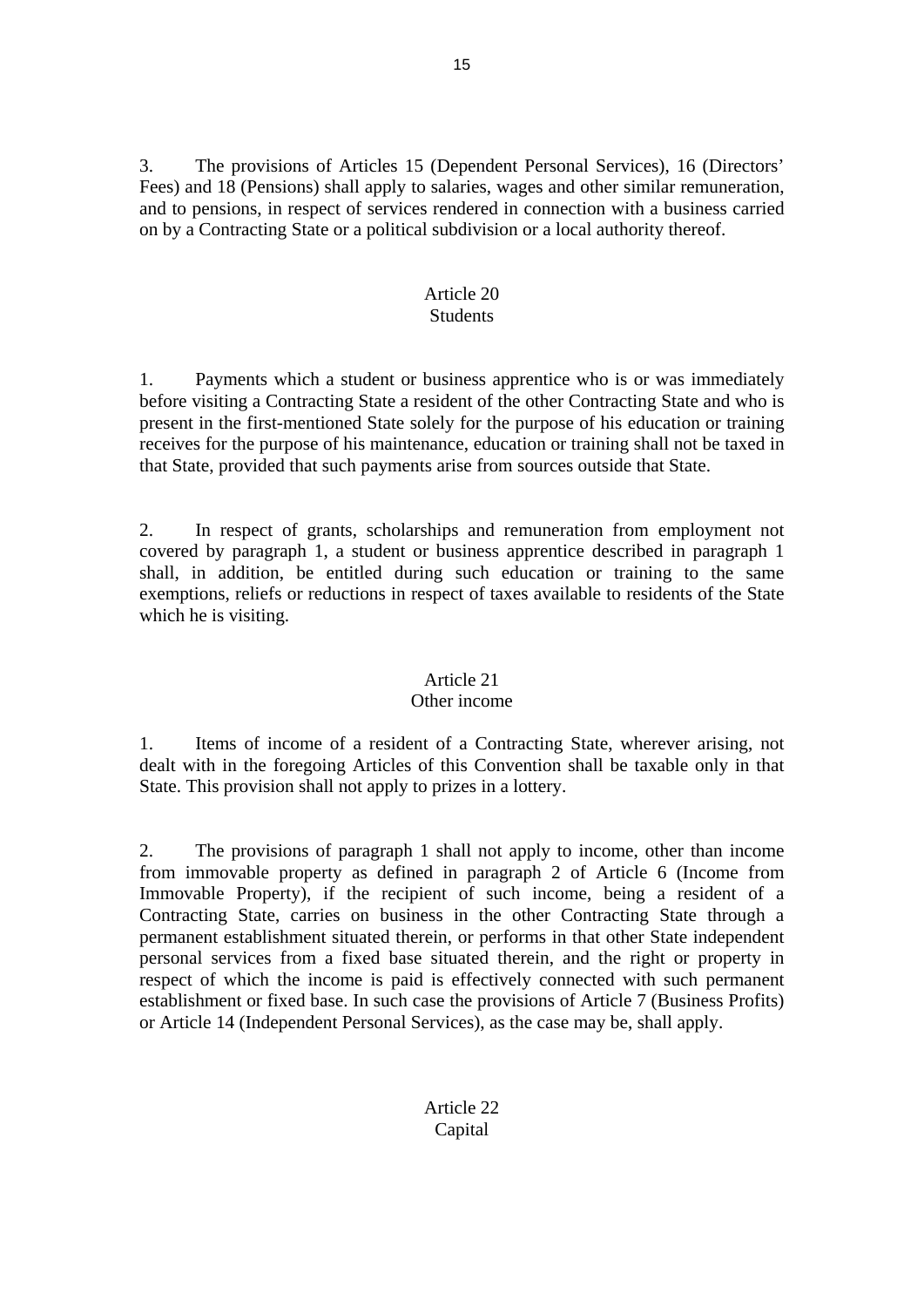3. The provisions of Articles 15 (Dependent Personal Services), 16 (Directors' Fees) and 18 (Pensions) shall apply to salaries, wages and other similar remuneration, and to pensions, in respect of services rendered in connection with a business carried on by a Contracting State or a political subdivision or a local authority thereof.

## Article 20
## Students

1. Payments which a student or business apprentice who is or was immediately before visiting a Contracting State a resident of the other Contracting State and who is present in the first-mentioned State solely for the purpose of his education or training receives for the purpose of his maintenance, education or training shall not be taxed in that State, provided that such payments arise from sources outside that State.

2. In respect of grants, scholarships and remuneration from employment not covered by paragraph 1, a student or business apprentice described in paragraph 1 shall, in addition, be entitled during such education or training to the same exemptions, reliefs or reductions in respect of taxes available to residents of the State which he is visiting.

## Article 21
## Other income

1. Items of income of a resident of a Contracting State, wherever arising, not dealt with in the foregoing Articles of this Convention shall be taxable only in that State. This provision shall not apply to prizes in a lottery.

2. The provisions of paragraph 1 shall not apply to income, other than income from immovable property as defined in paragraph 2 of Article 6 (Income from Immovable Property), if the recipient of such income, being a resident of a Contracting State, carries on business in the other Contracting State through a permanent establishment situated therein, or performs in that other State independent personal services from a fixed base situated therein, and the right or property in respect of which the income is paid is effectively connected with such permanent establishment or fixed base. In such case the provisions of Article 7 (Business Profits) or Article 14 (Independent Personal Services), as the case may be, shall apply.

## Article 22
## Capital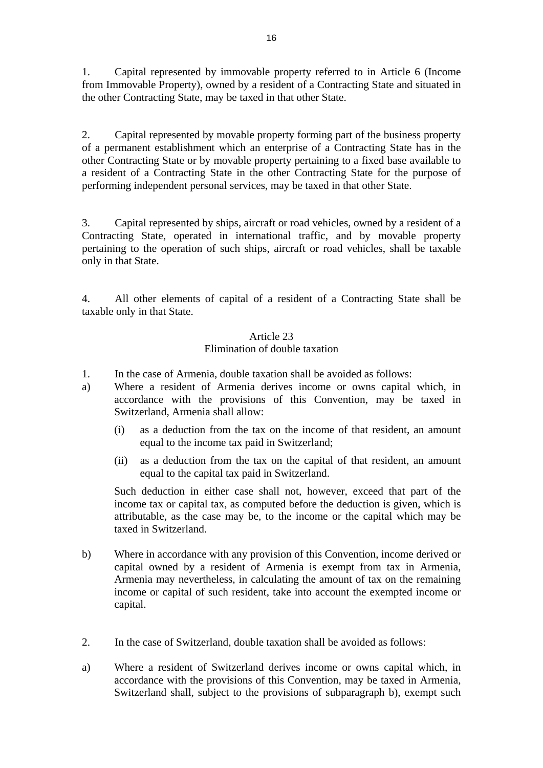1. Capital represented by immovable property referred to in Article 6 (Income from Immovable Property), owned by a resident of a Contracting State and situated in the other Contracting State, may be taxed in that other State.

2. Capital represented by movable property forming part of the business property of a permanent establishment which an enterprise of a Contracting State has in the other Contracting State or by movable property pertaining to a fixed base available to a resident of a Contracting State in the other Contracting State for the purpose of performing independent personal services, may be taxed in that other State.

3. Capital represented by ships, aircraft or road vehicles, owned by a resident of a Contracting State, operated in international traffic, and by movable property pertaining to the operation of such ships, aircraft or road vehicles, shall be taxable only in that State.

4. All other elements of capital of a resident of a Contracting State shall be taxable only in that State.

## Article 23
## Elimination of double taxation

1. In the case of Armenia, double taxation shall be avoided as follows:

a) Where a resident of Armenia derives income or owns capital which, in accordance with the provisions of this Convention, may be taxed in Switzerland, Armenia shall allow:

   (i) as a deduction from the tax on the income of that resident, an amount equal to the income tax paid in Switzerland;

   (ii) as a deduction from the tax on the capital of that resident, an amount equal to the capital tax paid in Switzerland.

   Such deduction in either case shall not, however, exceed that part of the income tax or capital tax, as computed before the deduction is given, which is attributable, as the case may be, to the income or the capital which may be taxed in Switzerland.

b) Where in accordance with any provision of this Convention, income derived or capital owned by a resident of Armenia is exempt from tax in Armenia, Armenia may nevertheless, in calculating the amount of tax on the remaining income or capital of such resident, take into account the exempted income or capital.

2. In the case of Switzerland, double taxation shall be avoided as follows:

a) Where a resident of Switzerland derives income or owns capital which, in accordance with the provisions of this Convention, may be taxed in Armenia, Switzerland shall, subject to the provisions of subparagraph b), exempt such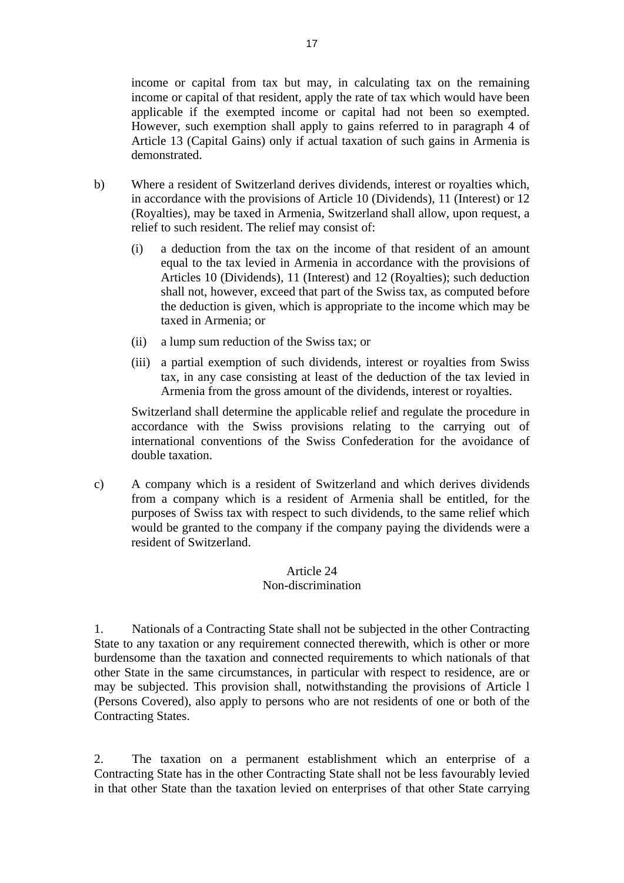income or capital from tax but may, in calculating tax on the remaining income or capital of that resident, apply the rate of tax which would have been applicable if the exempted income or capital had not been so exempted. However, such exemption shall apply to gains referred to in paragraph 4 of Article 13 (Capital Gains) only if actual taxation of such gains in Armenia is demonstrated.

b) Where a resident of Switzerland derives dividends, interest or royalties which, in accordance with the provisions of Article 10 (Dividends), 11 (Interest) or 12 (Royalties), may be taxed in Armenia, Switzerland shall allow, upon request, a relief to such resident. The relief may consist of:

   (i) a deduction from the tax on the income of that resident of an amount equal to the tax levied in Armenia in accordance with the provisions of Articles 10 (Dividends), 11 (Interest) and 12 (Royalties); such deduction shall not, however, exceed that part of the Swiss tax, as computed before the deduction is given, which is appropriate to the income which may be taxed in Armenia; or

   (ii) a lump sum reduction of the Swiss tax; or

   (iii) a partial exemption of such dividends, interest or royalties from Swiss tax, in any case consisting at least of the deduction of the tax levied in Armenia from the gross amount of the dividends, interest or royalties.

   Switzerland shall determine the applicable relief and regulate the procedure in accordance with the Swiss provisions relating to the carrying out of international conventions of the Swiss Confederation for the avoidance of double taxation.

c) A company which is a resident of Switzerland and which derives dividends from a company which is a resident of Armenia shall be entitled, for the purposes of Swiss tax with respect to such dividends, to the same relief which would be granted to the company if the company paying the dividends were a resident of Switzerland.

## Article 24
## Non-discrimination

1. Nationals of a Contracting State shall not be subjected in the other Contracting State to any taxation or any requirement connected therewith, which is other or more burdensome than the taxation and connected requirements to which nationals of that other State in the same circumstances, in particular with respect to residence, are or may be subjected. This provision shall, notwithstanding the provisions of Article 1 (Persons Covered), also apply to persons who are not residents of one or both of the Contracting States.

2. The taxation on a permanent establishment which an enterprise of a Contracting State has in the other Contracting State shall not be less favourably levied in that other State than the taxation levied on enterprises of that other State carrying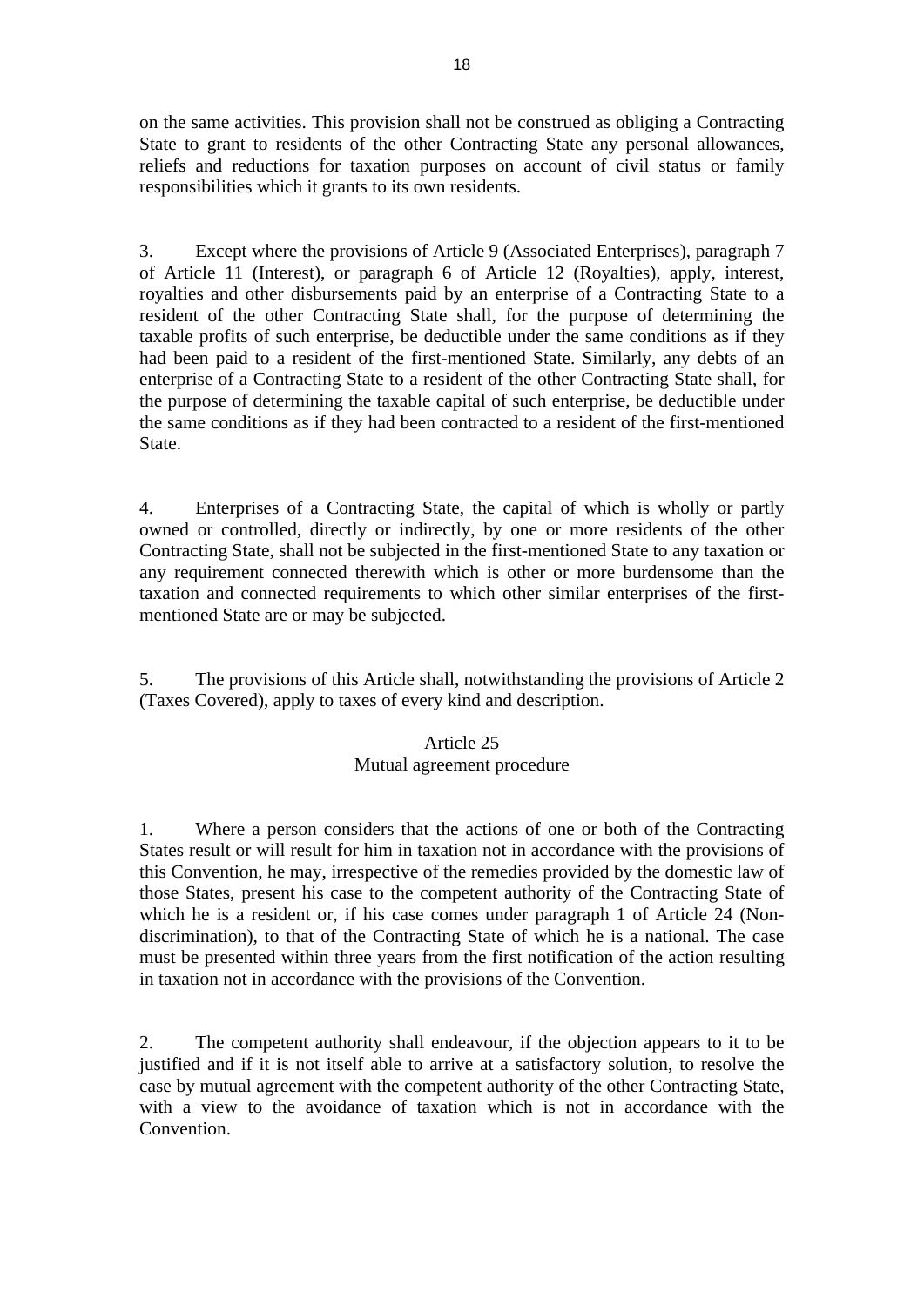on the same activities. This provision shall not be construed as obliging a Contracting State to grant to residents of the other Contracting State any personal allowances, reliefs and reductions for taxation purposes on account of civil status or family responsibilities which it grants to its own residents.

3. Except where the provisions of Article 9 (Associated Enterprises), paragraph 7 of Article 11 (Interest), or paragraph 6 of Article 12 (Royalties), apply, interest, royalties and other disbursements paid by an enterprise of a Contracting State to a resident of the other Contracting State shall, for the purpose of determining the taxable profits of such enterprise, be deductible under the same conditions as if they had been paid to a resident of the first-mentioned State. Similarly, any debts of an enterprise of a Contracting State to a resident of the other Contracting State shall, for the purpose of determining the taxable capital of such enterprise, be deductible under the same conditions as if they had been contracted to a resident of the first-mentioned State.

4. Enterprises of a Contracting State, the capital of which is wholly or partly owned or controlled, directly or indirectly, by one or more residents of the other Contracting State, shall not be subjected in the first-mentioned State to any taxation or any requirement connected therewith which is other or more burdensome than the taxation and connected requirements to which other similar enterprises of the first-mentioned State are or may be subjected.

5. The provisions of this Article shall, notwithstanding the provisions of Article 2 (Taxes Covered), apply to taxes of every kind and description.

## Article 25
## Mutual agreement procedure

1. Where a person considers that the actions of one or both of the Contracting States result or will result for him in taxation not in accordance with the provisions of this Convention, he may, irrespective of the remedies provided by the domestic law of those States, present his case to the competent authority of the Contracting State of which he is a resident or, if his case comes under paragraph 1 of Article 24 (Non-discrimination), to that of the Contracting State of which he is a national. The case must be presented within three years from the first notification of the action resulting in taxation not in accordance with the provisions of the Convention.

2. The competent authority shall endeavour, if the objection appears to it to be justified and if it is not itself able to arrive at a satisfactory solution, to resolve the case by mutual agreement with the competent authority of the other Contracting State, with a view to the avoidance of taxation which is not in accordance with the Convention.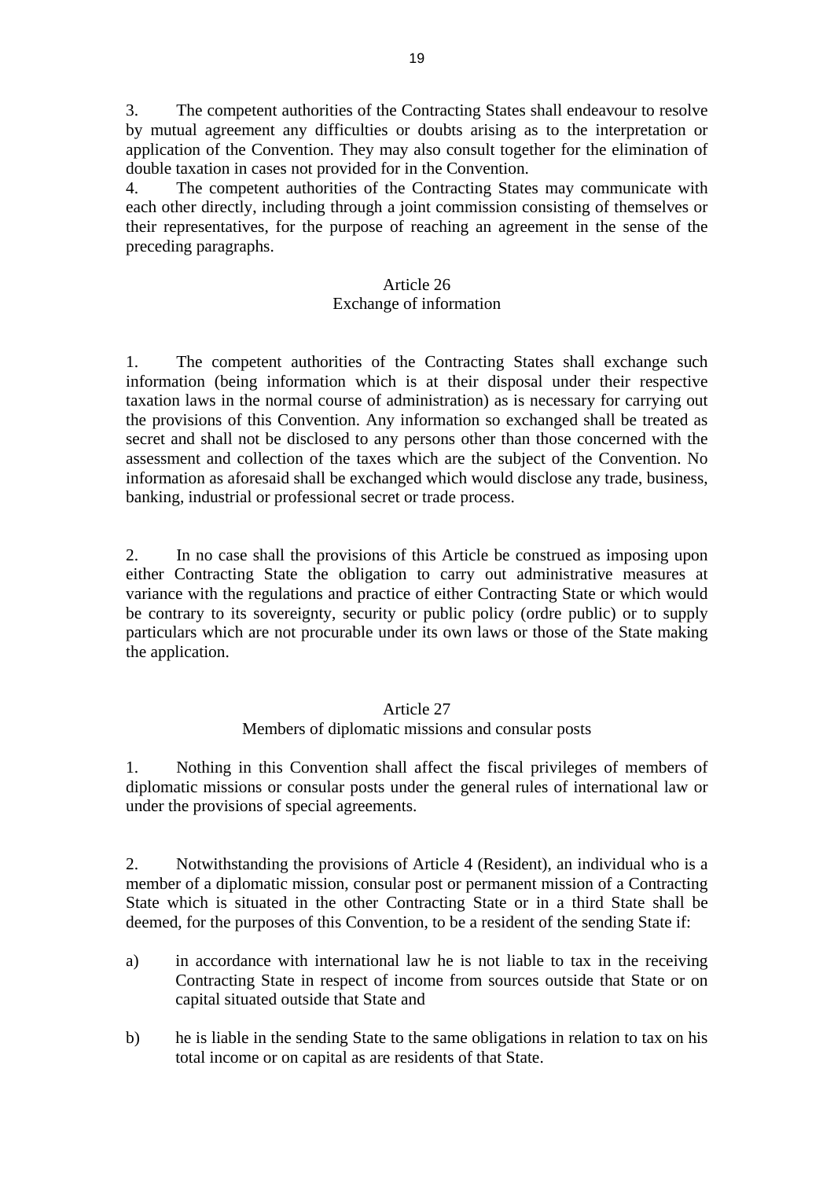3. The competent authorities of the Contracting States shall endeavour to resolve by mutual agreement any difficulties or doubts arising as to the interpretation or application of the Convention. They may also consult together for the elimination of double taxation in cases not provided for in the Convention.

4. The competent authorities of the Contracting States may communicate with each other directly, including through a joint commission consisting of themselves or their representatives, for the purpose of reaching an agreement in the sense of the preceding paragraphs.

## Article 26
## Exchange of information

1. The competent authorities of the Contracting States shall exchange such information (being information which is at their disposal under their respective taxation laws in the normal course of administration) as is necessary for carrying out the provisions of this Convention. Any information so exchanged shall be treated as secret and shall not be disclosed to any persons other than those concerned with the assessment and collection of the taxes which are the subject of the Convention. No information as aforesaid shall be exchanged which would disclose any trade, business, banking, industrial or professional secret or trade process.

2. In no case shall the provisions of this Article be construed as imposing upon either Contracting State the obligation to carry out administrative measures at variance with the regulations and practice of either Contracting State or which would be contrary to its sovereignty, security or public policy (ordre public) or to supply particulars which are not procurable under its own laws or those of the State making the application.

## Article 27
## Members of diplomatic missions and consular posts

1. Nothing in this Convention shall affect the fiscal privileges of members of diplomatic missions or consular posts under the general rules of international law or under the provisions of special agreements.

2. Notwithstanding the provisions of Article 4 (Resident), an individual who is a member of a diplomatic mission, consular post or permanent mission of a Contracting State which is situated in the other Contracting State or in a third State shall be deemed, for the purposes of this Convention, to be a resident of the sending State if:

a) in accordance with international law he is not liable to tax in the receiving Contracting State in respect of income from sources outside that State or on capital situated outside that State and

b) he is liable in the sending State to the same obligations in relation to tax on his total income or on capital as are residents of that State.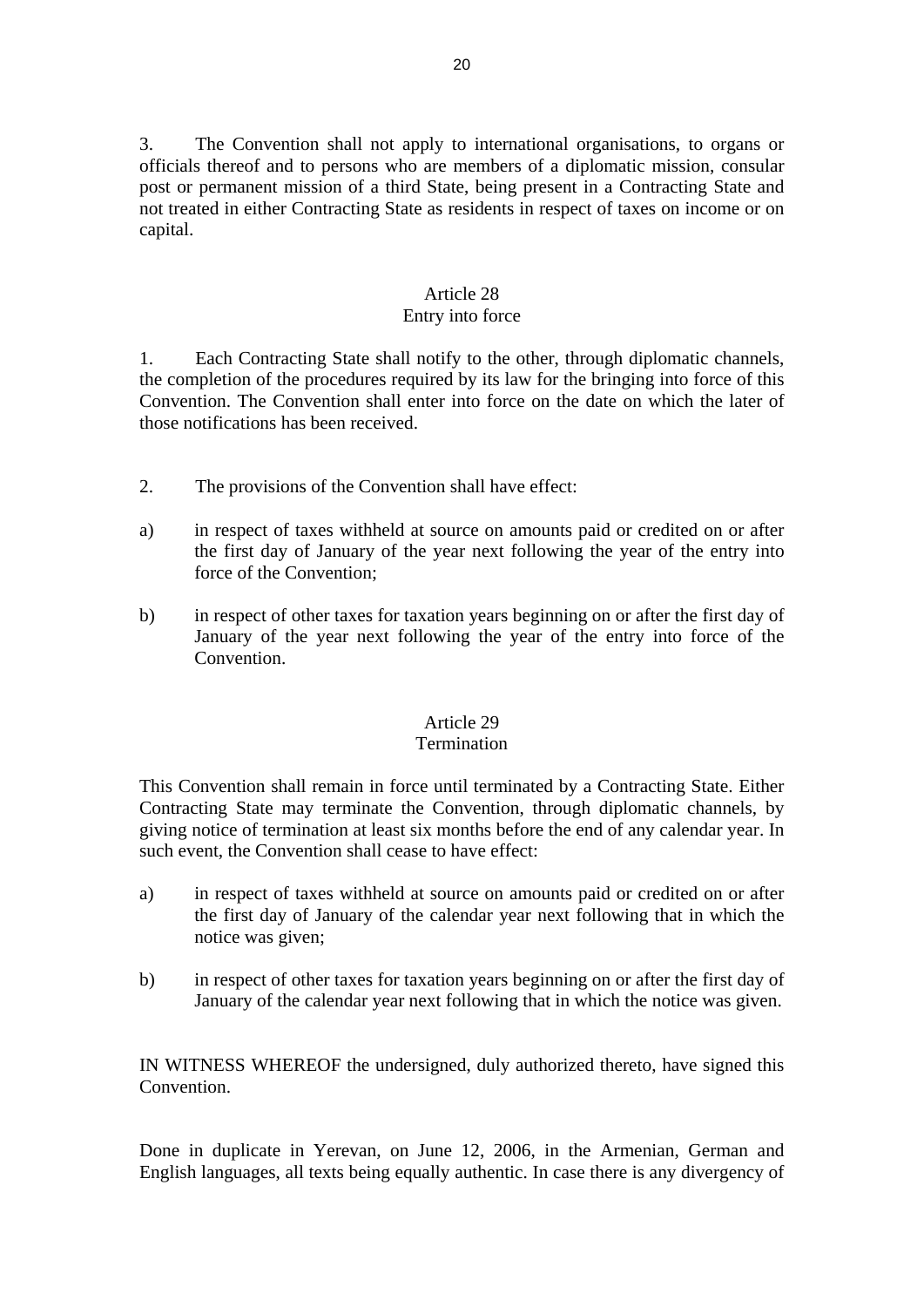3. The Convention shall not apply to international organisations, to organs or officials thereof and to persons who are members of a diplomatic mission, consular post or permanent mission of a third State, being present in a Contracting State and not treated in either Contracting State as residents in respect of taxes on income or on capital.

## Article 28
## Entry into force

1. Each Contracting State shall notify to the other, through diplomatic channels, the completion of the procedures required by its law for the bringing into force of this Convention. The Convention shall enter into force on the date on which the later of those notifications has been received.

2. The provisions of the Convention shall have effect:

a) in respect of taxes withheld at source on amounts paid or credited on or after the first day of January of the year next following the year of the entry into force of the Convention;

b) in respect of other taxes for taxation years beginning on or after the first day of January of the year next following the year of the entry into force of the Convention.

## Article 29
## Termination

This Convention shall remain in force until terminated by a Contracting State. Either Contracting State may terminate the Convention, through diplomatic channels, by giving notice of termination at least six months before the end of any calendar year. In such event, the Convention shall cease to have effect:

a) in respect of taxes withheld at source on amounts paid or credited on or after the first day of January of the calendar year next following that in which the notice was given;

b) in respect of other taxes for taxation years beginning on or after the first day of January of the calendar year next following that in which the notice was given.

IN WITNESS WHEREOF the undersigned, duly authorized thereto, have signed this Convention.

Done in duplicate in Yerevan, on June 12, 2006, in the Armenian, German and English languages, all texts being equally authentic. In case there is any divergency of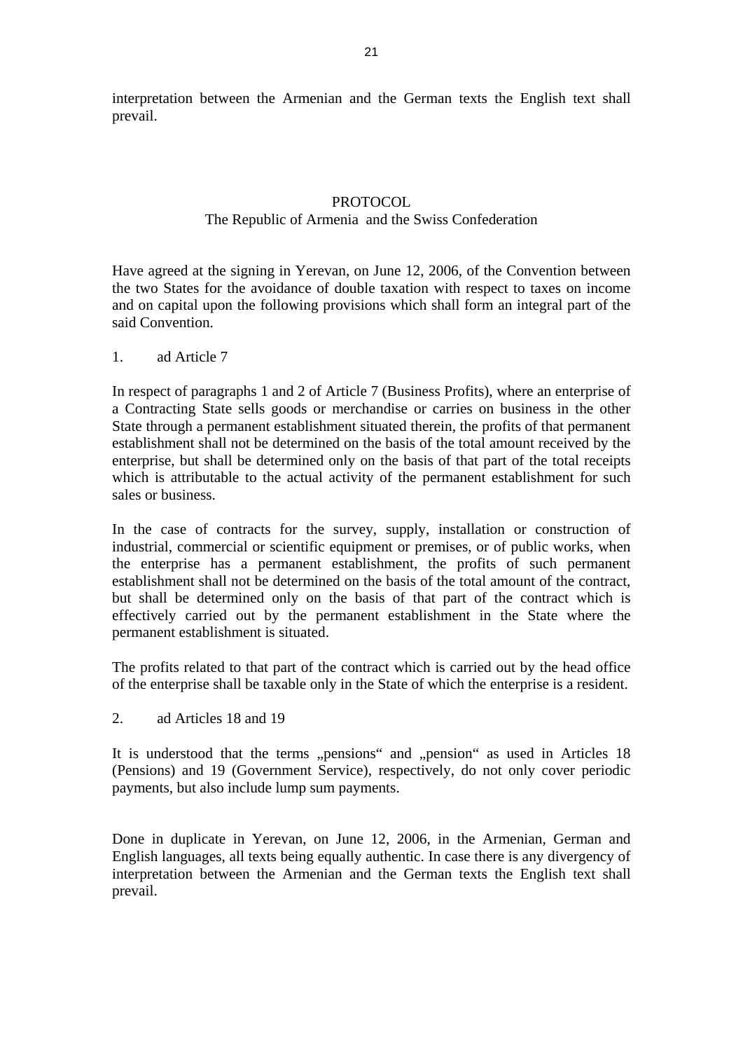interpretation between the Armenian and the German texts the English text shall prevail.

## PROTOCOL

The Republic of Armenia and the Swiss Confederation

Have agreed at the signing in Yerevan, on June 12, 2006, of the Convention between the two States for the avoidance of double taxation with respect to taxes on income and on capital upon the following provisions which shall form an integral part of the said Convention.

1. ad Article 7

In respect of paragraphs 1 and 2 of Article 7 (Business Profits), where an enterprise of a Contracting State sells goods or merchandise or carries on business in the other State through a permanent establishment situated therein, the profits of that permanent establishment shall not be determined on the basis of the total amount received by the enterprise, but shall be determined only on the basis of that part of the total receipts which is attributable to the actual activity of the permanent establishment for such sales or business.

In the case of contracts for the survey, supply, installation or construction of industrial, commercial or scientific equipment or premises, or of public works, when the enterprise has a permanent establishment, the profits of such permanent establishment shall not be determined on the basis of the total amount of the contract, but shall be determined only on the basis of that part of the contract which is effectively carried out by the permanent establishment in the State where the permanent establishment is situated.

The profits related to that part of the contract which is carried out by the head office of the enterprise shall be taxable only in the State of which the enterprise is a resident.

2. ad Articles 18 and 19

It is understood that the terms „pensions“ and „pension“ as used in Articles 18 (Pensions) and 19 (Government Service), respectively, do not only cover periodic payments, but also include lump sum payments.

Done in duplicate in Yerevan, on June 12, 2006, in the Armenian, German and English languages, all texts being equally authentic. In case there is any divergency of interpretation between the Armenian and the German texts the English text shall prevail.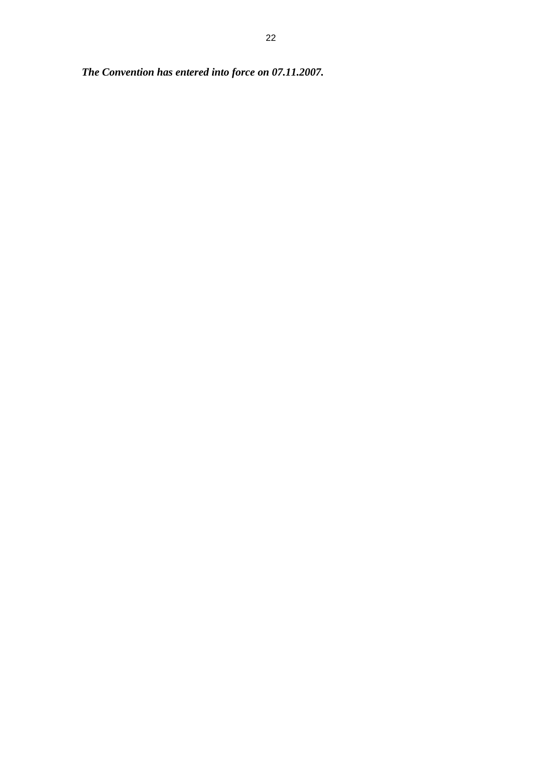***The Convention has entered into force on 07.11.2007.***